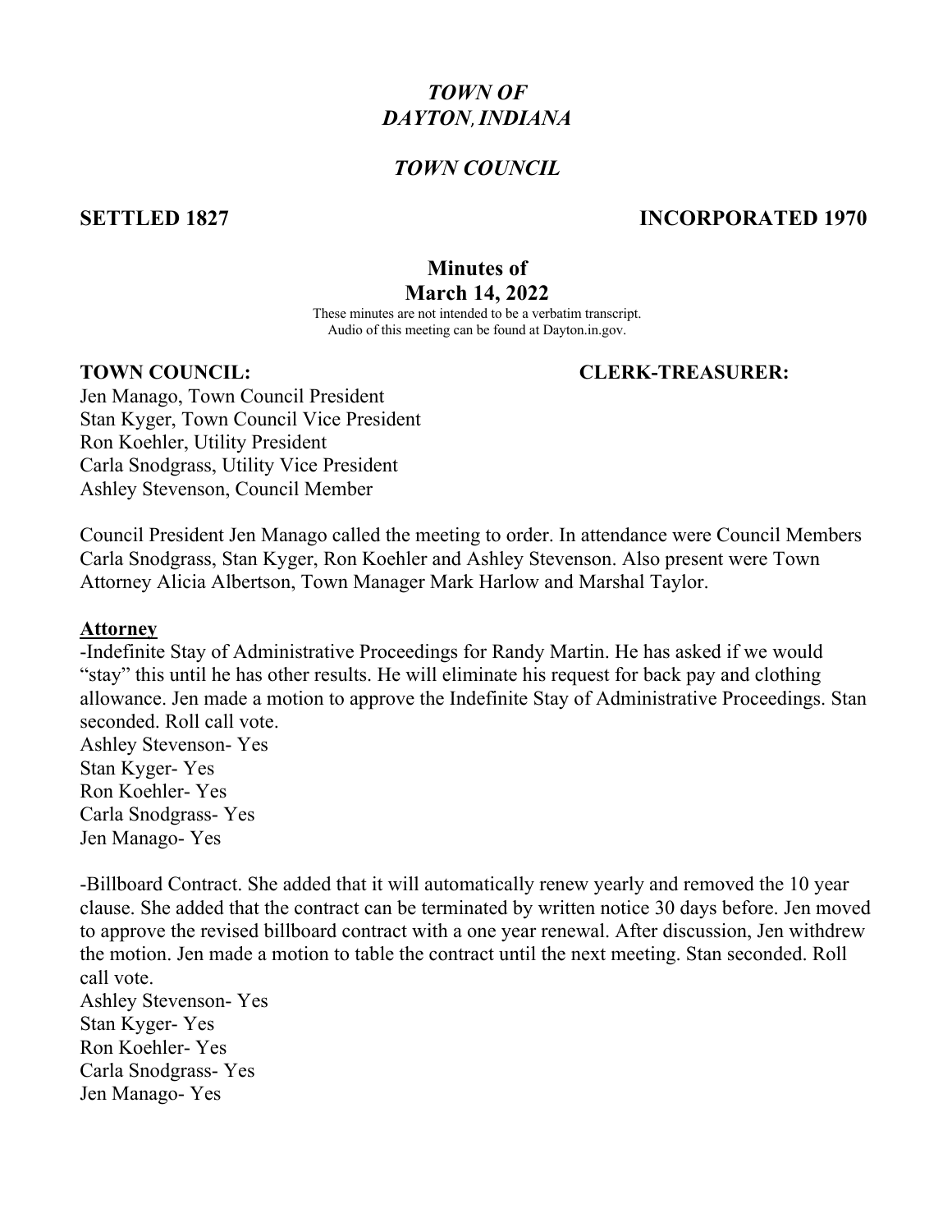# *TOWN OF DAYTON, INDIANA*

## *TOWN COUNCIL*

**SETTLED 1827** **INCORPORATED 1970**

## Minutes of March 14, 2022

These minutes are not intended to be a verbatim transcript.
Audio of this meeting can be found at Dayton.in.gov.

**TOWN COUNCIL:** **CLERK-TREASURER:**

Jen Manago, Town Council President
Stan Kyger, Town Council Vice President
Ron Koehler, Utility President
Carla Snodgrass, Utility Vice President
Ashley Stevenson, Council Member

Council President Jen Manago called the meeting to order. In attendance were Council Members Carla Snodgrass, Stan Kyger, Ron Koehler and Ashley Stevenson. Also present were Town Attorney Alicia Albertson, Town Manager Mark Harlow and Marshal Taylor.

**<u>Attorney</u>**

-Indefinite Stay of Administrative Proceedings for Randy Martin. He has asked if we would "stay" this until he has other results. He will eliminate his request for back pay and clothing allowance. Jen made a motion to approve the Indefinite Stay of Administrative Proceedings. Stan seconded. Roll call vote.

Ashley Stevenson- Yes
Stan Kyger- Yes
Ron Koehler- Yes
Carla Snodgrass- Yes
Jen Manago- Yes

-Billboard Contract. She added that it will automatically renew yearly and removed the 10 year clause. She added that the contract can be terminated by written notice 30 days before. Jen moved to approve the revised billboard contract with a one year renewal. After discussion, Jen withdrew the motion. Jen made a motion to table the contract until the next meeting. Stan seconded. Roll call vote.

Ashley Stevenson- Yes
Stan Kyger- Yes
Ron Koehler- Yes
Carla Snodgrass- Yes
Jen Manago- Yes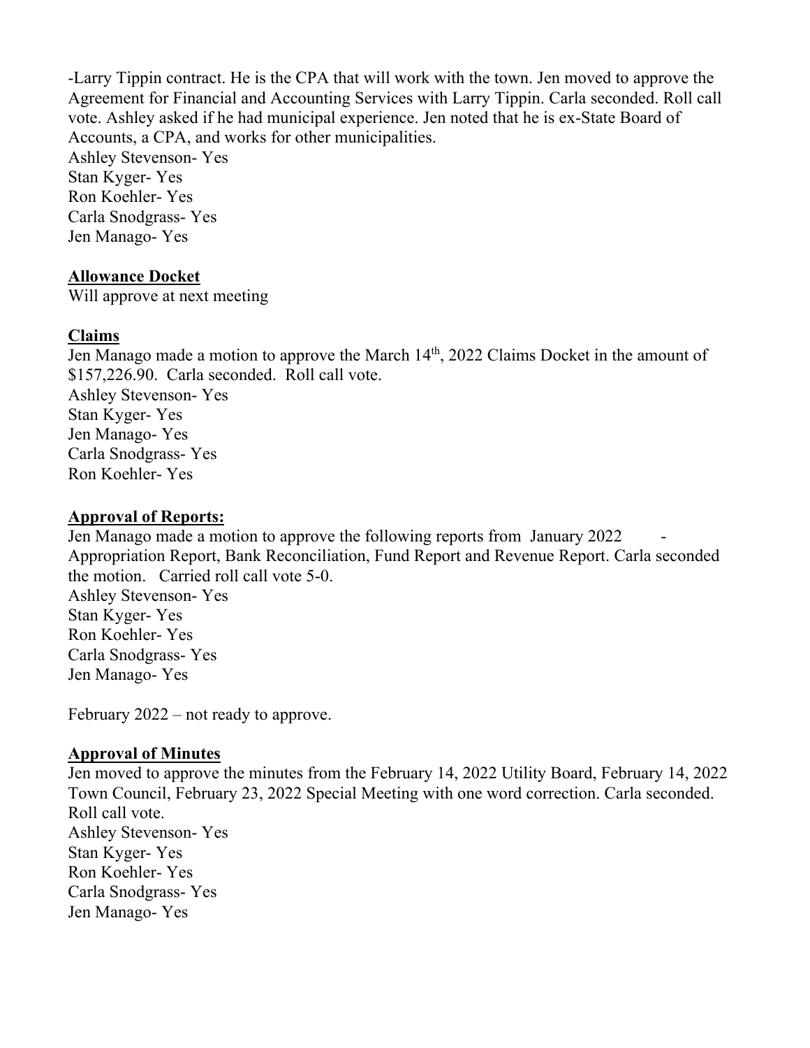-Larry Tippin contract. He is the CPA that will work with the town. Jen moved to approve the Agreement for Financial and Accounting Services with Larry Tippin. Carla seconded. Roll call vote. Ashley asked if he had municipal experience. Jen noted that he is ex-State Board of Accounts, a CPA, and works for other municipalities.
Ashley Stevenson- Yes
Stan Kyger- Yes
Ron Koehler- Yes
Carla Snodgrass- Yes
Jen Manago- Yes

**Allowance Docket**

Will approve at next meeting

**Claims**

Jen Manago made a motion to approve the March 14th, 2022 Claims Docket in the amount of $157,226.90. Carla seconded. Roll call vote.
Ashley Stevenson- Yes
Stan Kyger- Yes
Jen Manago- Yes
Carla Snodgrass- Yes
Ron Koehler- Yes

**Approval of Reports:**

Jen Manago made a motion to approve the following reports from January 2022 - Appropriation Report, Bank Reconciliation, Fund Report and Revenue Report. Carla seconded the motion. Carried roll call vote 5-0.
Ashley Stevenson- Yes
Stan Kyger- Yes
Ron Koehler- Yes
Carla Snodgrass- Yes
Jen Manago- Yes

February 2022 – not ready to approve.

**Approval of Minutes**

Jen moved to approve the minutes from the February 14, 2022 Utility Board, February 14, 2022 Town Council, February 23, 2022 Special Meeting with one word correction. Carla seconded. Roll call vote.
Ashley Stevenson- Yes
Stan Kyger- Yes
Ron Koehler- Yes
Carla Snodgrass- Yes
Jen Manago- Yes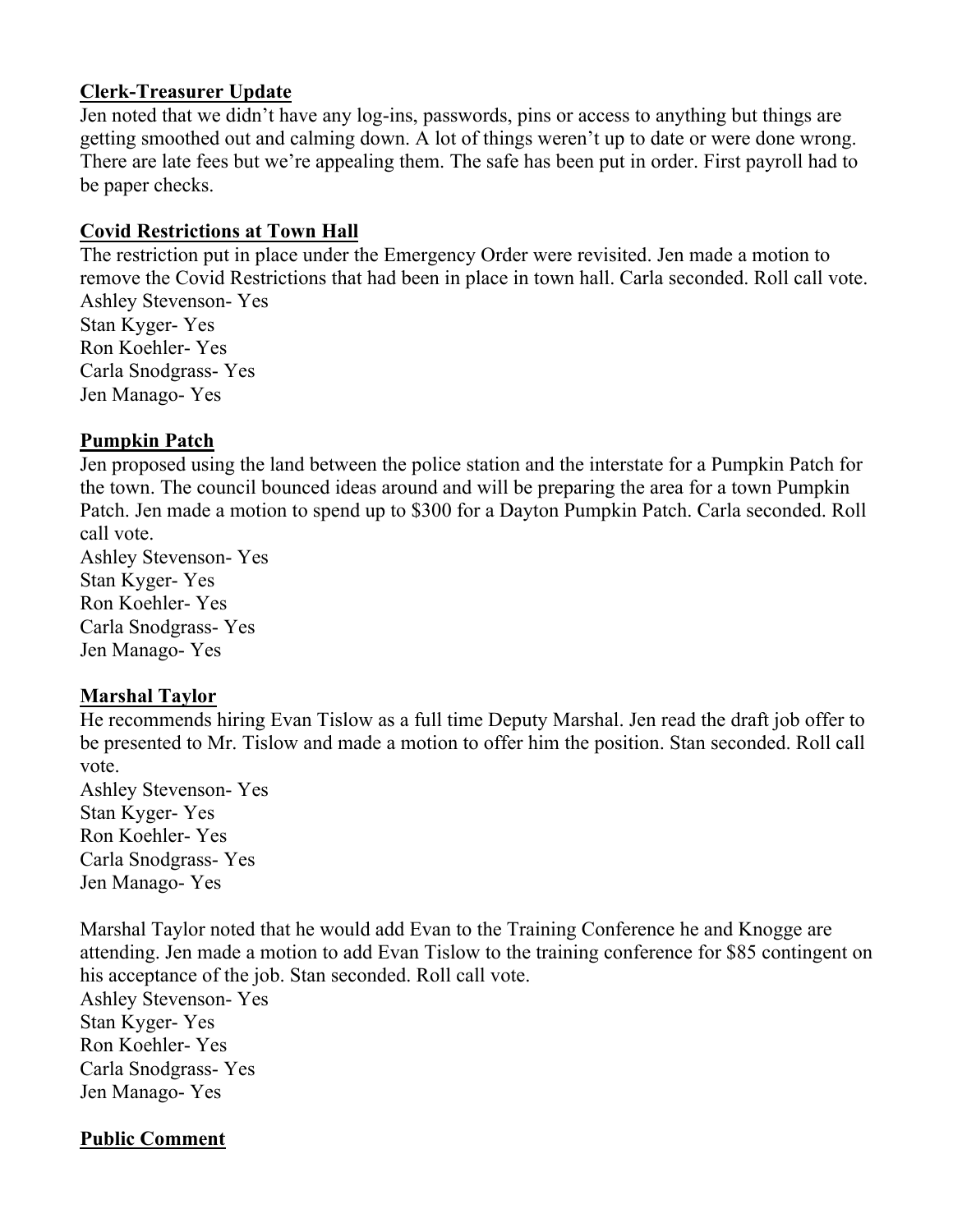**Clerk-Treasurer Update**

Jen noted that we didn't have any log-ins, passwords, pins or access to anything but things are getting smoothed out and calming down. A lot of things weren't up to date or were done wrong. There are late fees but we're appealing them. The safe has been put in order. First payroll had to be paper checks.

**Covid Restrictions at Town Hall**

The restriction put in place under the Emergency Order were revisited. Jen made a motion to remove the Covid Restrictions that had been in place in town hall. Carla seconded. Roll call vote.
Ashley Stevenson- Yes
Stan Kyger- Yes
Ron Koehler- Yes
Carla Snodgrass- Yes
Jen Manago- Yes

**Pumpkin Patch**

Jen proposed using the land between the police station and the interstate for a Pumpkin Patch for the town. The council bounced ideas around and will be preparing the area for a town Pumpkin Patch. Jen made a motion to spend up to $300 for a Dayton Pumpkin Patch. Carla seconded. Roll call vote.
Ashley Stevenson- Yes
Stan Kyger- Yes
Ron Koehler- Yes
Carla Snodgrass- Yes
Jen Manago- Yes

**Marshal Taylor**

He recommends hiring Evan Tislow as a full time Deputy Marshal. Jen read the draft job offer to be presented to Mr. Tislow and made a motion to offer him the position. Stan seconded. Roll call vote.
Ashley Stevenson- Yes
Stan Kyger- Yes
Ron Koehler- Yes
Carla Snodgrass- Yes
Jen Manago- Yes

Marshal Taylor noted that he would add Evan to the Training Conference he and Knogge are attending. Jen made a motion to add Evan Tislow to the training conference for $85 contingent on his acceptance of the job. Stan seconded. Roll call vote.
Ashley Stevenson- Yes
Stan Kyger- Yes
Ron Koehler- Yes
Carla Snodgrass- Yes
Jen Manago- Yes

**Public Comment**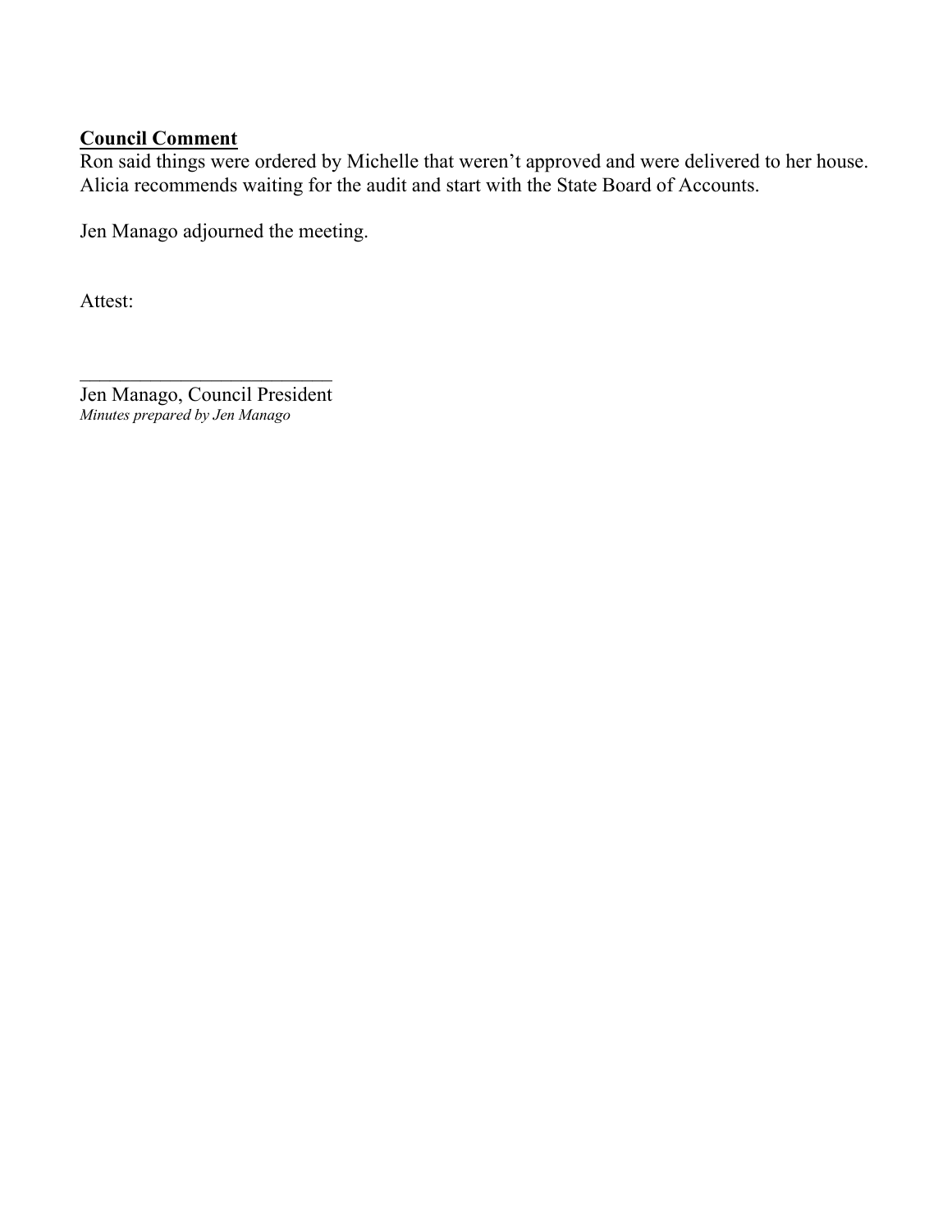**Council Comment**

Ron said things were ordered by Michelle that weren't approved and were delivered to her house. Alicia recommends waiting for the audit and start with the State Board of Accounts.

Jen Manago adjourned the meeting.

Attest:

\_\_\_\_\_\_\_\_\_\_\_\_\_\_\_\_\_\_\_\_\_\_\_\_\_\_

Jen Manago, Council President

*Minutes prepared by Jen Manago*